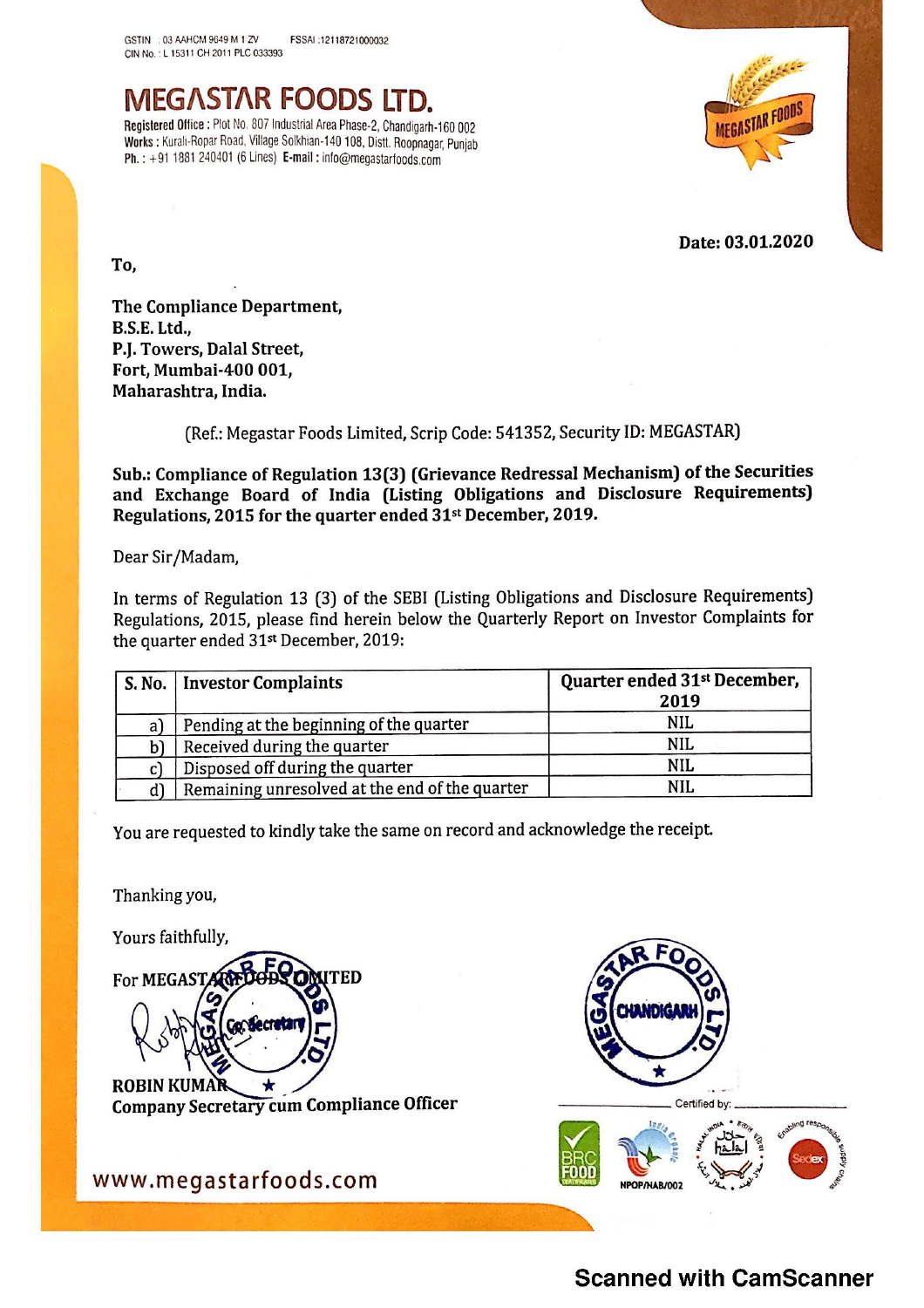GSTIN : 03 AAHCM 9649 M 1 ZV FSSAI :12118721000032
CIN No. : L 15311 CH 2011 PLC 033393

# MEGASTAR FOODS LTD.

**Registered Office :** Plot No. 807 Industrial Area Phase-2, Chandigarh-160 002
**Works :** Kurali-Ropar Road, Village Solkhian-140 108, Distt. Roopnagar, Punjab
**Ph. :** +91 1881 240401 (6 Lines) **E-mail :** info@megastarfoods.com

**Date: 03.01.2020**

**To,**

**The Compliance Department,**
**B.S.E. Ltd.,**
**P.J. Towers, Dalal Street,**
**Fort, Mumbai-400 001,**
**Maharashtra, India.**

(Ref.: Megastar Foods Limited, Scrip Code: 541352, Security ID: MEGASTAR)

**Sub.: Compliance of Regulation 13(3) (Grievance Redressal Mechanism) of the Securities and Exchange Board of India (Listing Obligations and Disclosure Requirements) Regulations, 2015 for the quarter ended 31st December, 2019.**

Dear Sir/Madam,

In terms of Regulation 13 (3) of the SEBI (Listing Obligations and Disclosure Requirements) Regulations, 2015, please find herein below the Quarterly Report on Investor Complaints for the quarter ended 31st December, 2019:

| S. No. | Investor Complaints | Quarter ended 31st December, 2019 |
|---|---|---|
| a) | Pending at the beginning of the quarter | NIL |
| b) | Received during the quarter | NIL |
| c) | Disposed off during the quarter | NIL |
| d) | Remaining unresolved at the end of the quarter | NIL |

You are requested to kindly take the same on record and acknowledge the receipt.

Thanking you,

Yours faithfully,

For MEGASTAR FOODS LIMITED

**ROBIN KUMAR**
**Company Secretary cum Compliance Officer**

Certified by:

NPOP/NAB/002

www.megastarfoods.com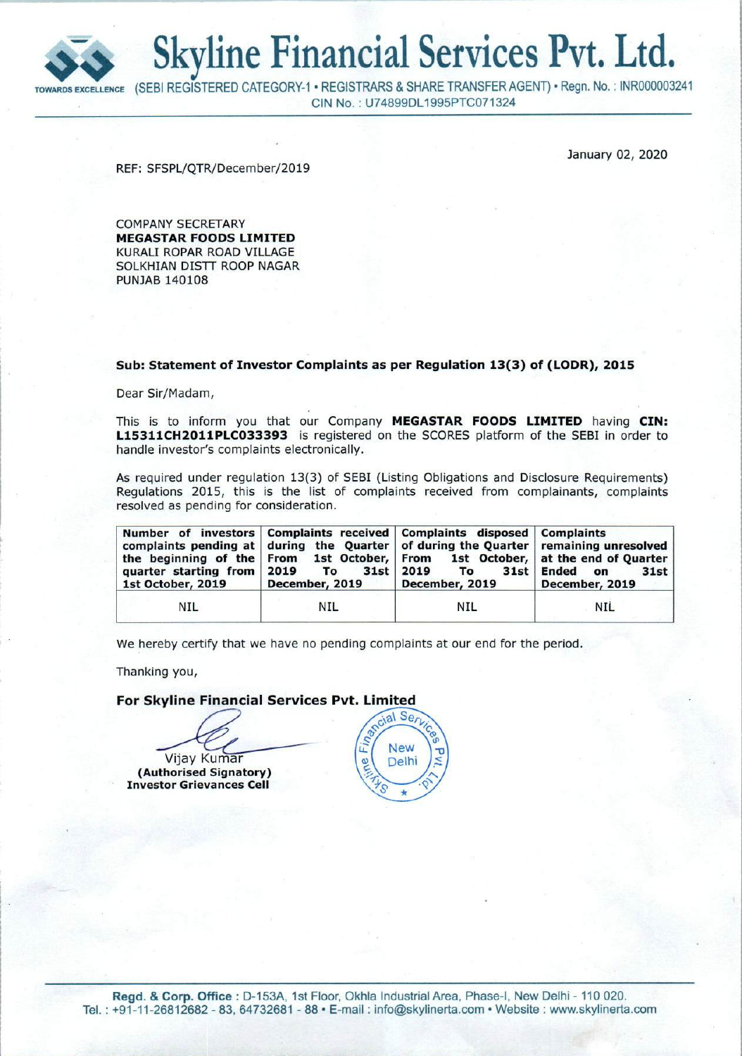# Skyline Financial Services Pvt. Ltd.

TOWARDS EXCELLENCE (SEBI REGISTERED CATEGORY-1 • REGISTRARS & SHARE TRANSFER AGENT) • Regn. No. : INR000003241
CIN No. : U74899DL1995PTC071324

January 02, 2020

REF: SFSPL/QTR/December/2019

COMPANY SECRETARY
**MEGASTAR FOODS LIMITED**
KURALI ROPAR ROAD VILLAGE
SOLKHIAN DISTT ROOP NAGAR
PUNJAB 140108

**Sub: Statement of Investor Complaints as per Regulation 13(3) of (LODR), 2015**

Dear Sir/Madam,

This is to inform you that our Company **MEGASTAR FOODS LIMITED** having **CIN: L15311CH2011PLC033393** is registered on the SCORES platform of the SEBI in order to handle investor's complaints electronically.

As required under regulation 13(3) of SEBI (Listing Obligations and Disclosure Requirements) Regulations 2015, this is the list of complaints received from complainants, complaints resolved as pending for consideration.

| Number of investors complaints pending at the beginning of the quarter starting from 1st October, 2019 | Complaints received during the Quarter From 1st October, 2019 To 31st December, 2019 | Complaints disposed of during the Quarter From 1st October, 2019 To 31st December, 2019 | Complaints remaining unresolved at the end of Quarter Ended on 31st December, 2019 |
|---|---|---|---|
| NIL | NIL | NIL | NIL |

We hereby certify that we have no pending complaints at our end for the period.

Thanking you,

**For Skyline Financial Services Pvt. Limited**

Vijay Kumar
**(Authorised Signatory)**
**Investor Grievances Cell**

**Regd. & Corp. Office** : D-153A, 1st Floor, Okhla Industrial Area, Phase-I, New Delhi - 110 020.
Tel. : +91-11-26812682 - 83, 64732681 - 88 • E-mail : info@skylinerta.com • Website : www.skylinerta.com